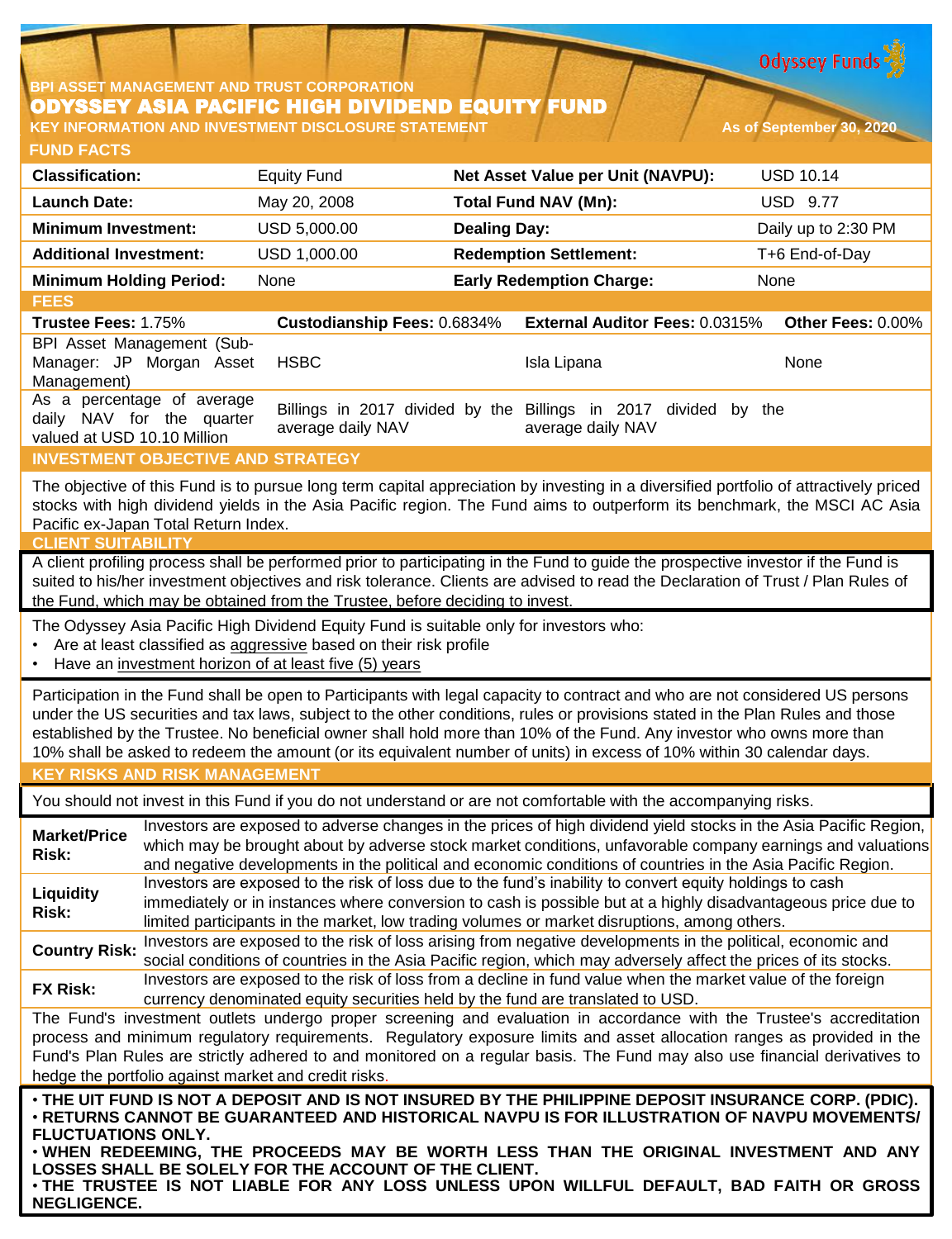BPI ASSET MANAGEMENT AND TRUST CORPORATION

# ODYSSEY ASIA PACIFIC HIGH DIVIDEND EQUITY FUND

**KEY INFORMATION AND INVESTMENT DISCLOSURE STATEMENT**

As of September 30, 2020

## FUND FACTS

| | | | |
|---|---|---|---|
| **Classification:** | Equity Fund | **Net Asset Value per Unit (NAVPU):** | USD 10.14 |
| **Launch Date:** | May 20, 2008 | **Total Fund NAV (Mn):** | USD 9.77 |
| **Minimum Investment:** | USD 5,000.00 | **Dealing Day:** | Daily up to 2:30 PM |
| **Additional Investment:** | USD 1,000.00 | **Redemption Settlement:** | T+6 End-of-Day |
| **Minimum Holding Period:** | None | **Early Redemption Charge:** | None |

## FEES

| **Trustee Fees:** 1.75% | **Custodianship Fees:** 0.6834% | **External Auditor Fees:** 0.0315% | **Other Fees:** 0.00% |
|---|---|---|---|
| BPI Asset Management (Sub-Manager: JP Morgan Asset Management) | HSBC | Isla Lipana | None |
| As a percentage of average daily NAV for the quarter valued at USD 10.10 Million | Billings in 2017 divided by the average daily NAV | Billings in 2017 divided by the average daily NAV | |

## INVESTMENT OBJECTIVE AND STRATEGY

The objective of this Fund is to pursue long term capital appreciation by investing in a diversified portfolio of attractively priced stocks with high dividend yields in the Asia Pacific region. The Fund aims to outperform its benchmark, the MSCI AC Asia Pacific ex-Japan Total Return Index.

## CLIENT SUITABILITY

A client profiling process shall be performed prior to participating in the Fund to guide the prospective investor if the Fund is suited to his/her investment objectives and risk tolerance. Clients are advised to read the Declaration of Trust / Plan Rules of the Fund, which may be obtained from the Trustee, before deciding to invest.

The Odyssey Asia Pacific High Dividend Equity Fund is suitable only for investors who:

- Are at least classified as aggressive based on their risk profile
- Have an investment horizon of at least five (5) years

Participation in the Fund shall be open to Participants with legal capacity to contract and who are not considered US persons under the US securities and tax laws, subject to the other conditions, rules or provisions stated in the Plan Rules and those established by the Trustee. No beneficial owner shall hold more than 10% of the Fund. Any investor who owns more than 10% shall be asked to redeem the amount (or its equivalent number of units) in excess of 10% within 30 calendar days.

## KEY RISKS AND RISK MANAGEMENT

You should not invest in this Fund if you do not understand or are not comfortable with the accompanying risks.

| | |
|---|---|
| **Market/Price Risk:** | Investors are exposed to adverse changes in the prices of high dividend yield stocks in the Asia Pacific Region, which may be brought about by adverse stock market conditions, unfavorable company earnings and valuations and negative developments in the political and economic conditions of countries in the Asia Pacific Region. |
| **Liquidity Risk:** | Investors are exposed to the risk of loss due to the fund's inability to convert equity holdings to cash immediately or in instances where conversion to cash is possible but at a highly disadvantageous price due to limited participants in the market, low trading volumes or market disruptions, among others. |
| **Country Risk:** | Investors are exposed to the risk of loss arising from negative developments in the political, economic and social conditions of countries in the Asia Pacific region, which may adversely affect the prices of its stocks. |
| **FX Risk:** | Investors are exposed to the risk of loss from a decline in fund value when the market value of the foreign currency denominated equity securities held by the fund are translated to USD. |

The Fund's investment outlets undergo proper screening and evaluation in accordance with the Trustee's accreditation process and minimum regulatory requirements. Regulatory exposure limits and asset allocation ranges as provided in the Fund's Plan Rules are strictly adhered to and monitored on a regular basis. The Fund may also use financial derivatives to hedge the portfolio against market and credit risks.

- **THE UIT FUND IS NOT A DEPOSIT AND IS NOT INSURED BY THE PHILIPPINE DEPOSIT INSURANCE CORP. (PDIC).**
- **RETURNS CANNOT BE GUARANTEED AND HISTORICAL NAVPU IS FOR ILLUSTRATION OF NAVPU MOVEMENTS/ FLUCTUATIONS ONLY.**
- **WHEN REDEEMING, THE PROCEEDS MAY BE WORTH LESS THAN THE ORIGINAL INVESTMENT AND ANY LOSSES SHALL BE SOLELY FOR THE ACCOUNT OF THE CLIENT.**
- **THE TRUSTEE IS NOT LIABLE FOR ANY LOSS UNLESS UPON WILLFUL DEFAULT, BAD FAITH OR GROSS NEGLIGENCE.**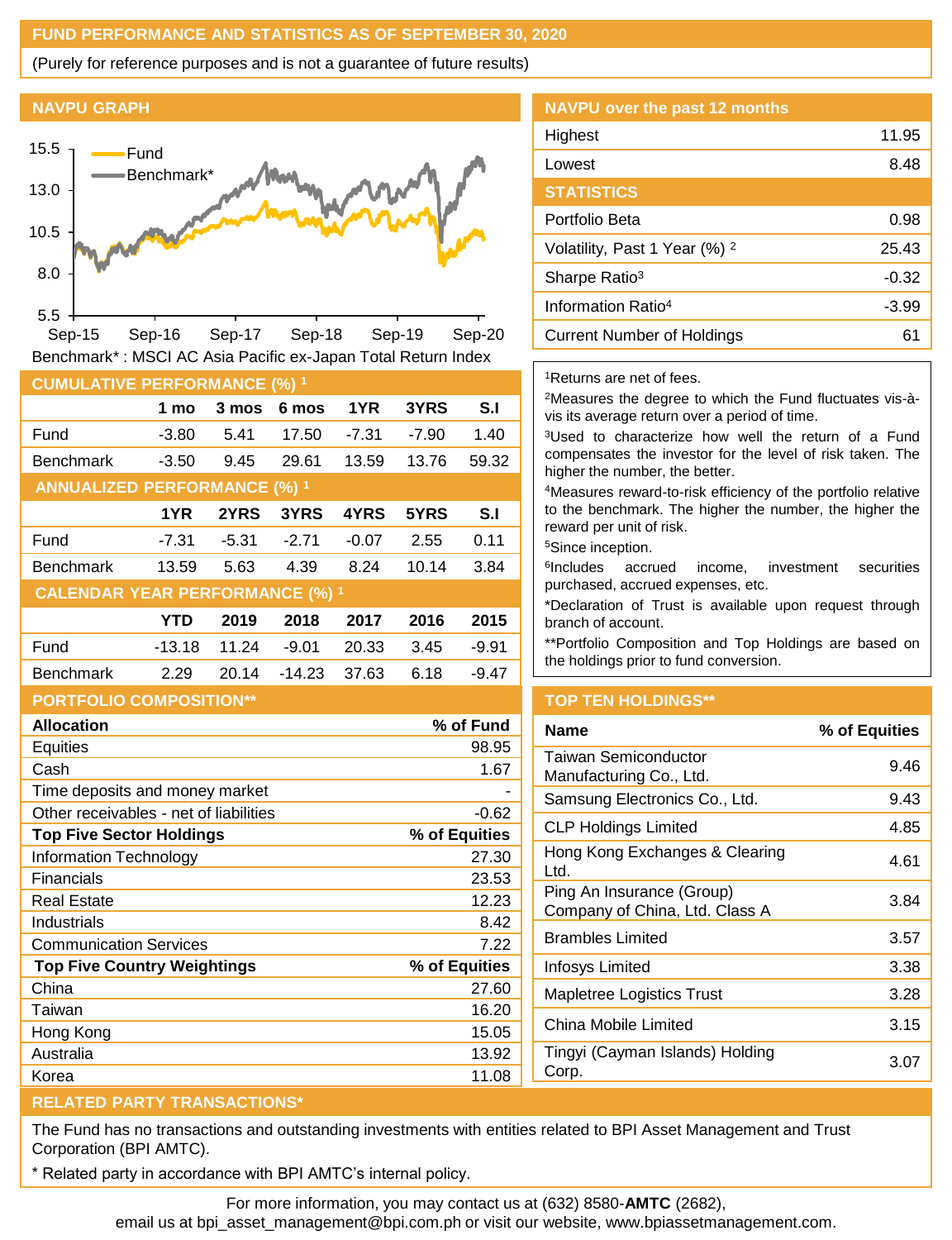## FUND PERFORMANCE AND STATISTICS AS OF SEPTEMBER 30, 2020

(Purely for reference purposes and is not a guarantee of future results)

### NAVPU GRAPH

Benchmark* : MSCI AC Asia Pacific ex-Japan Total Return Index

### NAVPU over the past 12 months

| | |
|---|---|
| Highest | 11.95 |
| Lowest | 8.48 |

### STATISTICS

| | |
|---|---|
| Portfolio Beta | 0.98 |
| Volatility, Past 1 Year (%) [2] | 25.43 |
| Sharpe Ratio[3] | -0.32 |
| Information Ratio[4] | -3.99 |
| Current Number of Holdings | 61 |

### CUMULATIVE PERFORMANCE (%) [1]

| | 1 mo | 3 mos | 6 mos | 1YR | 3YRS | S.I |
|---|---|---|---|---|---|---|
| Fund | -3.80 | 5.41 | 17.50 | -7.31 | -7.90 | 1.40 |
| Benchmark | -3.50 | 9.45 | 29.61 | 13.59 | 13.76 | 59.32 |

### ANNUALIZED PERFORMANCE (%) [1]

| | 1YR | 2YRS | 3YRS | 4YRS | 5YRS | S.I |
|---|---|---|---|---|---|---|
| Fund | -7.31 | -5.31 | -2.71 | -0.07 | 2.55 | 0.11 |
| Benchmark | 13.59 | 5.63 | 4.39 | 8.24 | 10.14 | 3.84 |

### CALENDAR YEAR PERFORMANCE (%) [1]

| | YTD | 2019 | 2018 | 2017 | 2016 | 2015 |
|---|---|---|---|---|---|---|
| Fund | -13.18 | 11.24 | -9.01 | 20.33 | 3.45 | -9.91 |
| Benchmark | 2.29 | 20.14 | -14.23 | 37.63 | 6.18 | -9.47 |

[1]Returns are net of fees.

[2]Measures the degree to which the Fund fluctuates vis-à-vis its average return over a period of time.

[3]Used to characterize how well the return of a Fund compensates the investor for the level of risk taken. The higher the number, the better.

[4]Measures reward-to-risk efficiency of the portfolio relative to the benchmark. The higher the number, the higher the reward per unit of risk.

[5]Since inception.

[6]Includes accrued income, investment securities purchased, accrued expenses, etc.

*Declaration of Trust is available upon request through branch of account.

**Portfolio Composition and Top Holdings are based on the holdings prior to fund conversion.

### PORTFOLIO COMPOSITION**

| Allocation | % of Fund |
|---|---|
| Equities | 98.95 |
| Cash | 1.67 |
| Time deposits and money market | - |
| Other receivables - net of liabilities | -0.62 |
| **Top Five Sector Holdings** | **% of Equities** |
| Information Technology | 27.30 |
| Financials | 23.53 |
| Real Estate | 12.23 |
| Industrials | 8.42 |
| Communication Services | 7.22 |
| **Top Five Country Weightings** | **% of Equities** |
| China | 27.60 |
| Taiwan | 16.20 |
| Hong Kong | 15.05 |
| Australia | 13.92 |
| Korea | 11.08 |

### TOP TEN HOLDINGS**

| Name | % of Equities |
|---|---|
| Taiwan Semiconductor Manufacturing Co., Ltd. | 9.46 |
| Samsung Electronics Co., Ltd. | 9.43 |
| CLP Holdings Limited | 4.85 |
| Hong Kong Exchanges & Clearing Ltd. | 4.61 |
| Ping An Insurance (Group) Company of China, Ltd. Class A | 3.84 |
| Brambles Limited | 3.57 |
| Infosys Limited | 3.38 |
| Mapletree Logistics Trust | 3.28 |
| China Mobile Limited | 3.15 |
| Tingyi (Cayman Islands) Holding Corp. | 3.07 |

### RELATED PARTY TRANSACTIONS*

The Fund has no transactions and outstanding investments with entities related to BPI Asset Management and Trust Corporation (BPI AMTC).

* Related party in accordance with BPI AMTC's internal policy.

For more information, you may contact us at (632) 8580-**AMTC** (2682), email us at bpi_asset_management@bpi.com.ph or visit our website, www.bpiassetmanagement.com.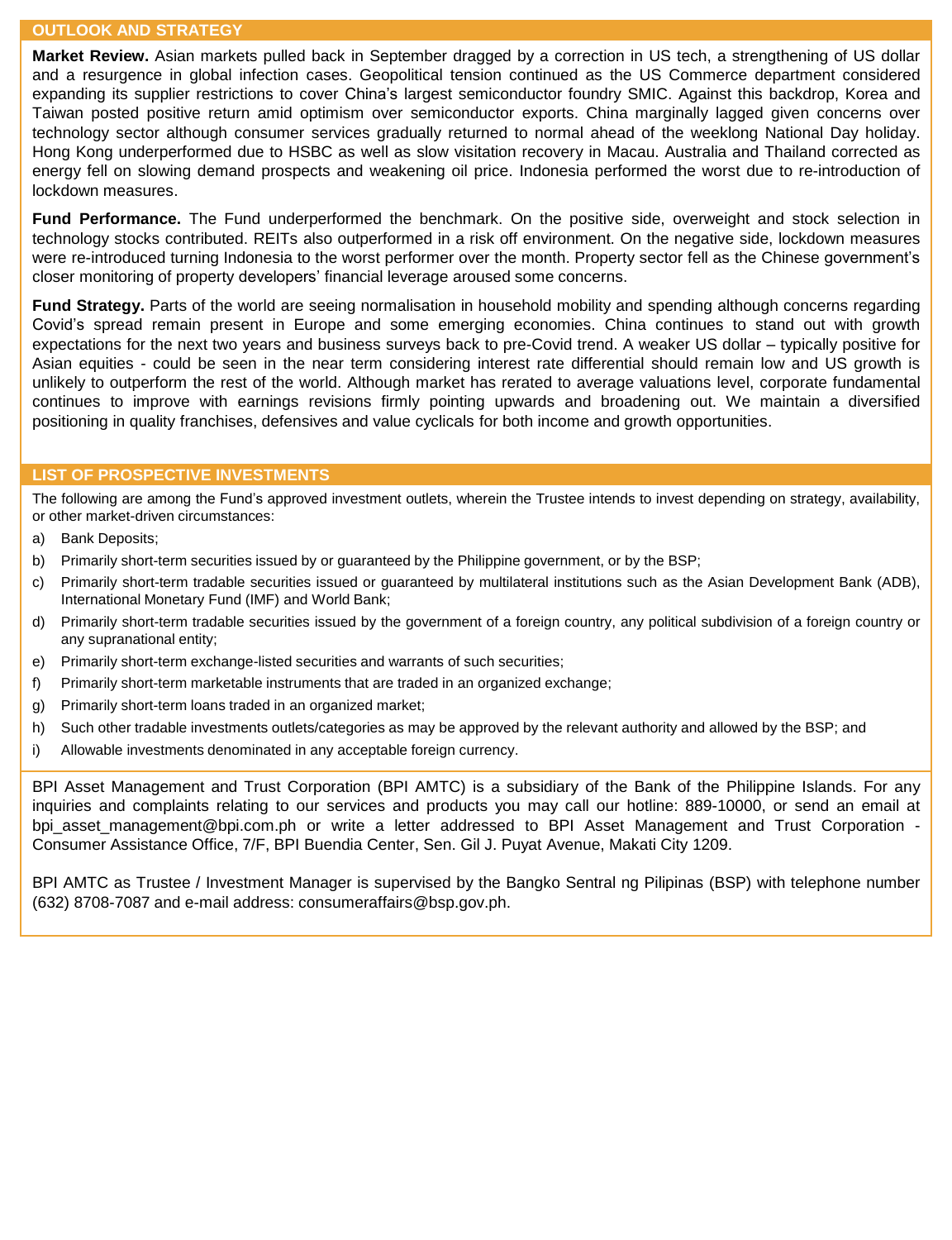## OUTLOOK AND STRATEGY

**Market Review.** Asian markets pulled back in September dragged by a correction in US tech, a strengthening of US dollar and a resurgence in global infection cases. Geopolitical tension continued as the US Commerce department considered expanding its supplier restrictions to cover China's largest semiconductor foundry SMIC. Against this backdrop, Korea and Taiwan posted positive return amid optimism over semiconductor exports. China marginally lagged given concerns over technology sector although consumer services gradually returned to normal ahead of the weeklong National Day holiday. Hong Kong underperformed due to HSBC as well as slow visitation recovery in Macau. Australia and Thailand corrected as energy fell on slowing demand prospects and weakening oil price. Indonesia performed the worst due to re-introduction of lockdown measures.

**Fund Performance.** The Fund underperformed the benchmark. On the positive side, overweight and stock selection in technology stocks contributed. REITs also outperformed in a risk off environment. On the negative side, lockdown measures were re-introduced turning Indonesia to the worst performer over the month. Property sector fell as the Chinese government's closer monitoring of property developers' financial leverage aroused some concerns.

**Fund Strategy.** Parts of the world are seeing normalisation in household mobility and spending although concerns regarding Covid's spread remain present in Europe and some emerging economies. China continues to stand out with growth expectations for the next two years and business surveys back to pre-Covid trend. A weaker US dollar – typically positive for Asian equities - could be seen in the near term considering interest rate differential should remain low and US growth is unlikely to outperform the rest of the world. Although market has rerated to average valuations level, corporate fundamental continues to improve with earnings revisions firmly pointing upwards and broadening out. We maintain a diversified positioning in quality franchises, defensives and value cyclicals for both income and growth opportunities.

## LIST OF PROSPECTIVE INVESTMENTS

The following are among the Fund's approved investment outlets, wherein the Trustee intends to invest depending on strategy, availability, or other market-driven circumstances:

a) Bank Deposits;
b) Primarily short-term securities issued by or guaranteed by the Philippine government, or by the BSP;
c) Primarily short-term tradable securities issued or guaranteed by multilateral institutions such as the Asian Development Bank (ADB), International Monetary Fund (IMF) and World Bank;
d) Primarily short-term tradable securities issued by the government of a foreign country, any political subdivision of a foreign country or any supranational entity;
e) Primarily short-term exchange-listed securities and warrants of such securities;
f) Primarily short-term marketable instruments that are traded in an organized exchange;
g) Primarily short-term loans traded in an organized market;
h) Such other tradable investments outlets/categories as may be approved by the relevant authority and allowed by the BSP; and
i) Allowable investments denominated in any acceptable foreign currency.

BPI Asset Management and Trust Corporation (BPI AMTC) is a subsidiary of the Bank of the Philippine Islands. For any inquiries and complaints relating to our services and products you may call our hotline: 889-10000, or send an email at bpi_asset_management@bpi.com.ph or write a letter addressed to BPI Asset Management and Trust Corporation - Consumer Assistance Office, 7/F, BPI Buendia Center, Sen. Gil J. Puyat Avenue, Makati City 1209.

BPI AMTC as Trustee / Investment Manager is supervised by the Bangko Sentral ng Pilipinas (BSP) with telephone number (632) 8708-7087 and e-mail address: consumeraffairs@bsp.gov.ph.